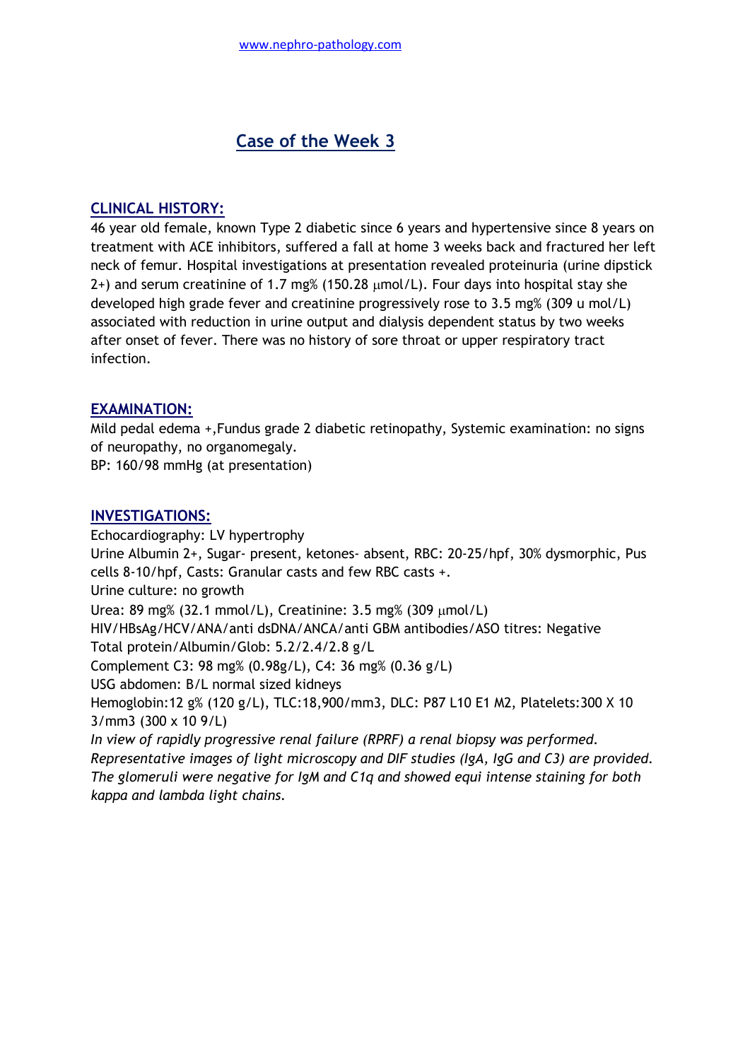www.nephro-pathology.com

# Case of the Week 3

## CLINICAL HISTORY:

46 year old female, known Type 2 diabetic since 6 years and hypertensive since 8 years on treatment with ACE inhibitors, suffered a fall at home 3 weeks back and fractured her left neck of femur. Hospital investigations at presentation revealed proteinuria (urine dipstick 2+) and serum creatinine of 1.7 mg% (150.28 μmol/L). Four days into hospital stay she developed high grade fever and creatinine progressively rose to 3.5 mg% (309 u mol/L) associated with reduction in urine output and dialysis dependent status by two weeks after onset of fever. There was no history of sore throat or upper respiratory tract infection.

## EXAMINATION:

Mild pedal edema +,Fundus grade 2 diabetic retinopathy, Systemic examination: no signs of neuropathy, no organomegaly.
BP: 160/98 mmHg (at presentation)

## INVESTIGATIONS:

Echocardiography: LV hypertrophy
Urine Albumin 2+, Sugar- present, ketones- absent, RBC: 20-25/hpf, 30% dysmorphic, Pus cells 8-10/hpf, Casts: Granular casts and few RBC casts +.
Urine culture: no growth
Urea: 89 mg% (32.1 mmol/L), Creatinine: 3.5 mg% (309 μmol/L)
HIV/HBsAg/HCV/ANA/anti dsDNA/ANCA/anti GBM antibodies/ASO titres: Negative
Total protein/Albumin/Glob: 5.2/2.4/2.8 g/L
Complement C3: 98 mg% (0.98g/L), C4: 36 mg% (0.36 g/L)
USG abdomen: B/L normal sized kidneys
Hemoglobin:12 g% (120 g/L), TLC:18,900/mm3, DLC: P87 L10 E1 M2, Platelets:300 X 10 3/mm3 (300 x 10 9/L)
*In view of rapidly progressive renal failure (RPRF) a renal biopsy was performed. Representative images of light microscopy and DIF studies (IgA, IgG and C3) are provided. The glomeruli were negative for IgM and C1q and showed equi intense staining for both kappa and lambda light chains.*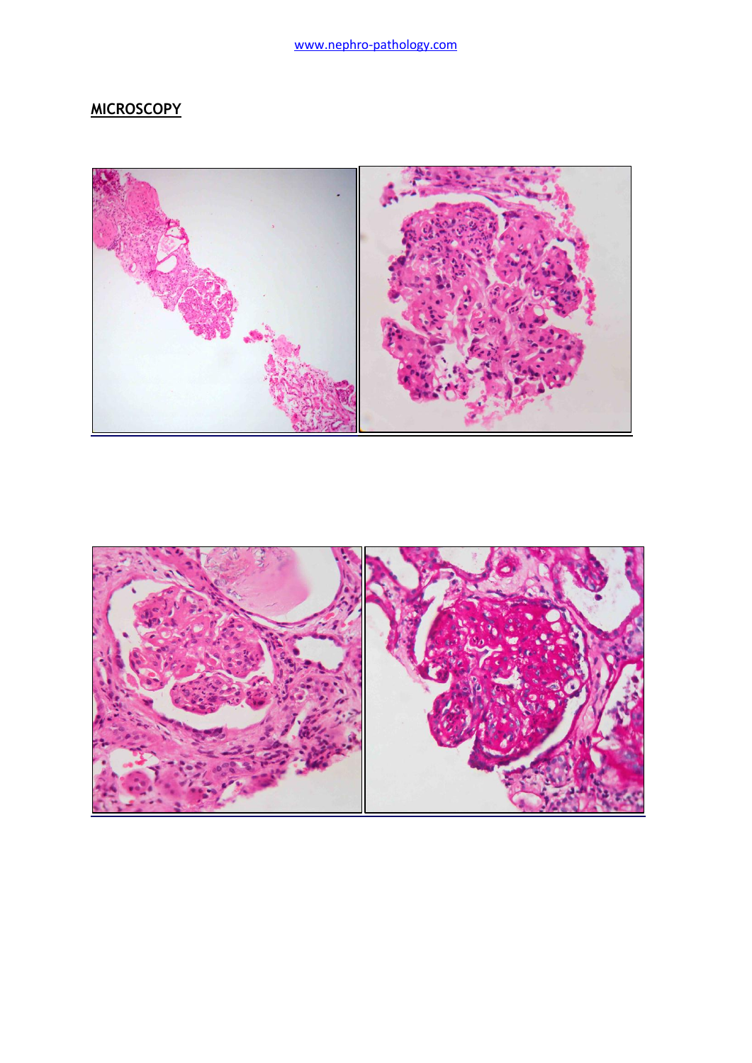## MICROSCOPY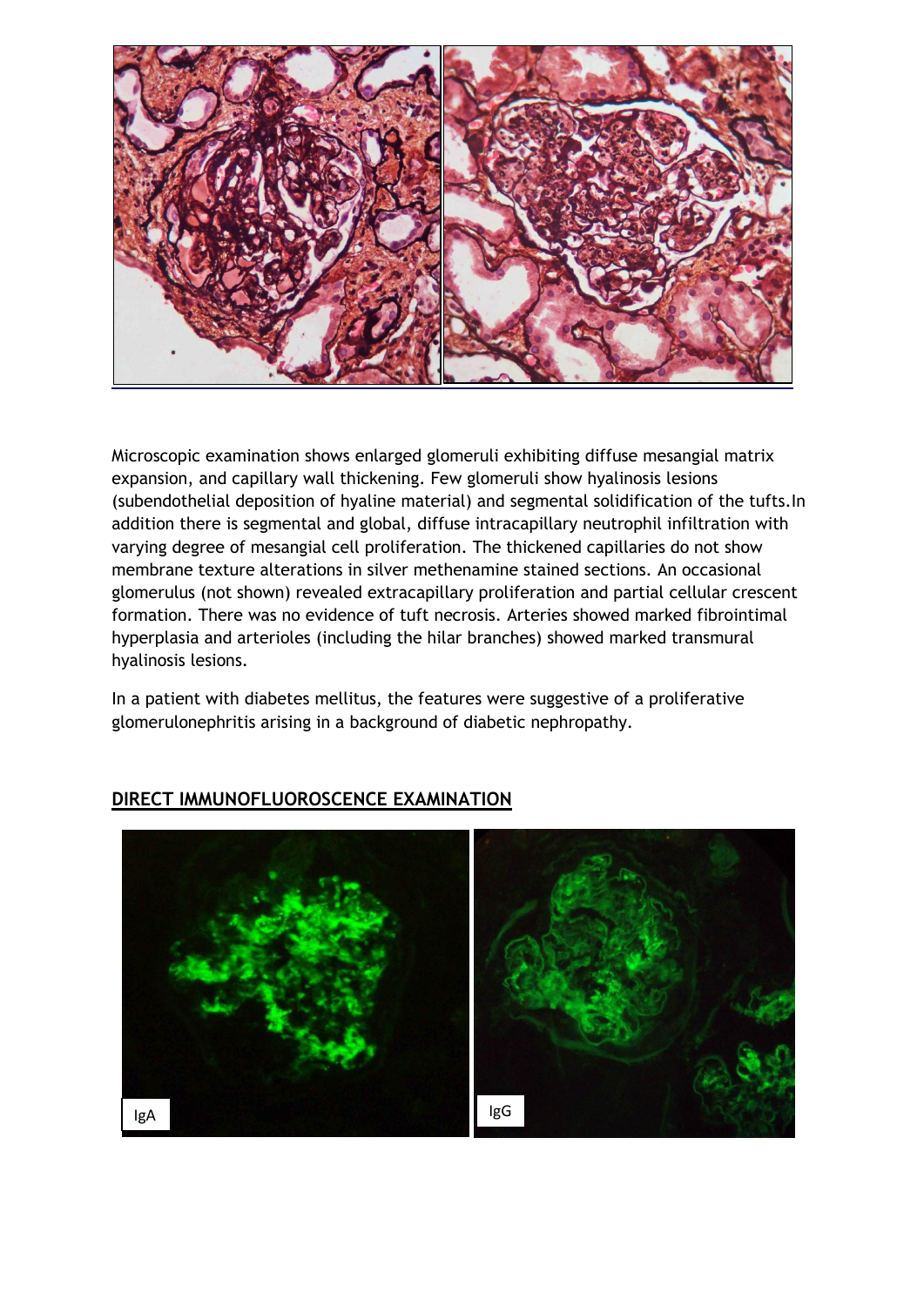Microscopic examination shows enlarged glomeruli exhibiting diffuse mesangial matrix expansion, and capillary wall thickening. Few glomeruli show hyalinosis lesions (subendothelial deposition of hyaline material) and segmental solidification of the tufts.In addition there is segmental and global, diffuse intracapillary neutrophil infiltration with varying degree of mesangial cell proliferation. The thickened capillaries do not show membrane texture alterations in silver methenamine stained sections. An occasional glomerulus (not shown) revealed extracapillary proliferation and partial cellular crescent formation. There was no evidence of tuft necrosis. Arteries showed marked fibrointimal hyperplasia and arterioles (including the hilar branches) showed marked transmural hyalinosis lesions.

In a patient with diabetes mellitus, the features were suggestive of a proliferative glomerulonephritis arising in a background of diabetic nephropathy.

## DIRECT IMMUNOFLUOROSCENCE EXAMINATION

IgA

IgG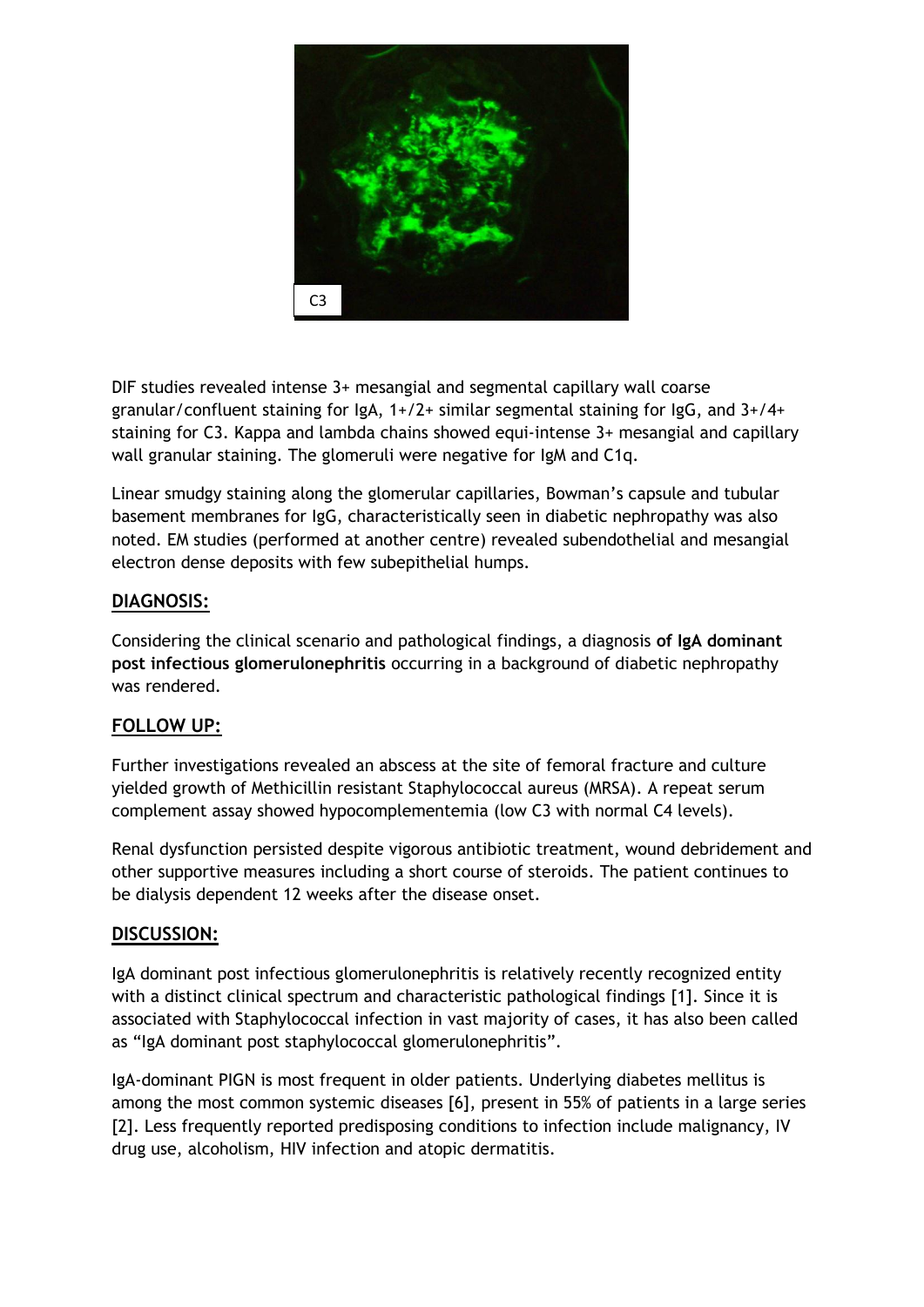C3

DIF studies revealed intense 3+ mesangial and segmental capillary wall coarse granular/confluent staining for IgA, 1+/2+ similar segmental staining for IgG, and 3+/4+ staining for C3. Kappa and lambda chains showed equi-intense 3+ mesangial and capillary wall granular staining. The glomeruli were negative for IgM and C1q.

Linear smudgy staining along the glomerular capillaries, Bowman's capsule and tubular basement membranes for IgG, characteristically seen in diabetic nephropathy was also noted. EM studies (performed at another centre) revealed subendothelial and mesangial electron dense deposits with few subepithelial humps.

## DIAGNOSIS:

Considering the clinical scenario and pathological findings, a diagnosis **of IgA dominant post infectious glomerulonephritis** occurring in a background of diabetic nephropathy was rendered.

## FOLLOW UP:

Further investigations revealed an abscess at the site of femoral fracture and culture yielded growth of Methicillin resistant Staphylococcal aureus (MRSA). A repeat serum complement assay showed hypocomplementemia (low C3 with normal C4 levels).

Renal dysfunction persisted despite vigorous antibiotic treatment, wound debridement and other supportive measures including a short course of steroids. The patient continues to be dialysis dependent 12 weeks after the disease onset.

## DISCUSSION:

IgA dominant post infectious glomerulonephritis is relatively recently recognized entity with a distinct clinical spectrum and characteristic pathological findings [1]. Since it is associated with Staphylococcal infection in vast majority of cases, it has also been called as "IgA dominant post staphylococcal glomerulonephritis".

IgA-dominant PIGN is most frequent in older patients. Underlying diabetes mellitus is among the most common systemic diseases [6], present in 55% of patients in a large series [2]. Less frequently reported predisposing conditions to infection include malignancy, IV drug use, alcoholism, HIV infection and atopic dermatitis.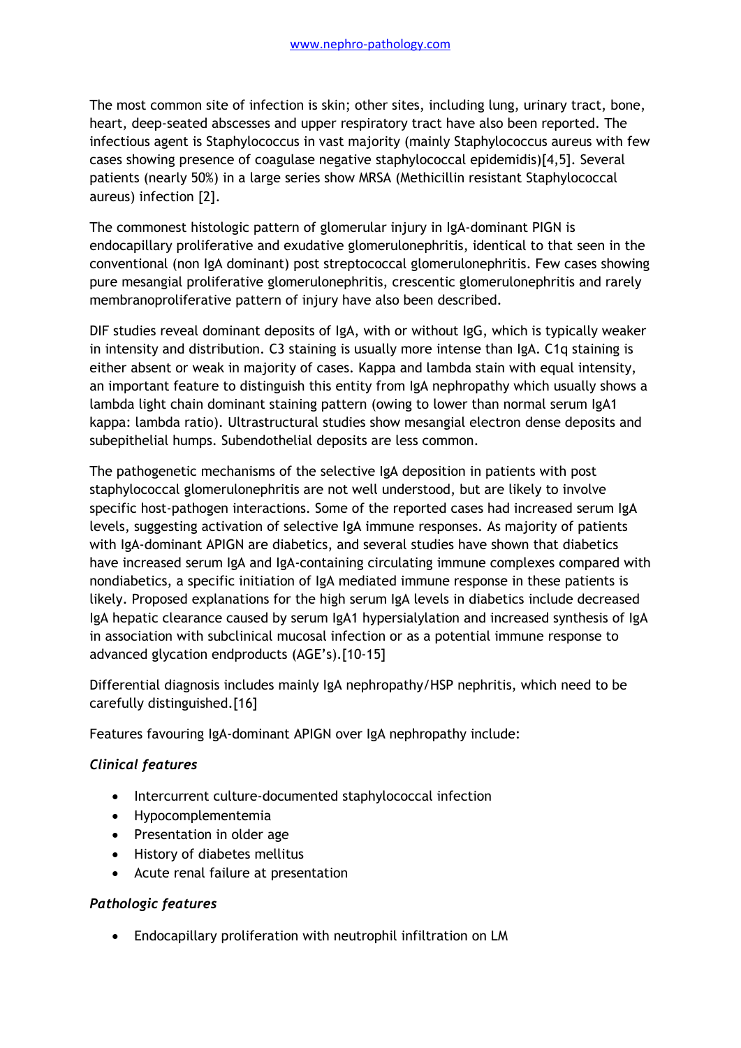The most common site of infection is skin; other sites, including lung, urinary tract, bone, heart, deep-seated abscesses and upper respiratory tract have also been reported. The infectious agent is Staphylococcus in vast majority (mainly Staphylococcus aureus with few cases showing presence of coagulase negative staphylococcal epidemidis)[4,5]. Several patients (nearly 50%) in a large series show MRSA (Methicillin resistant Staphylococcal aureus) infection [2].

The commonest histologic pattern of glomerular injury in IgA-dominant PIGN is endocapillary proliferative and exudative glomerulonephritis, identical to that seen in the conventional (non IgA dominant) post streptococcal glomerulonephritis. Few cases showing pure mesangial proliferative glomerulonephritis, crescentic glomerulonephritis and rarely membranoproliferative pattern of injury have also been described.

DIF studies reveal dominant deposits of IgA, with or without IgG, which is typically weaker in intensity and distribution. C3 staining is usually more intense than IgA. C1q staining is either absent or weak in majority of cases. Kappa and lambda stain with equal intensity, an important feature to distinguish this entity from IgA nephropathy which usually shows a lambda light chain dominant staining pattern (owing to lower than normal serum IgA1 kappa: lambda ratio). Ultrastructural studies show mesangial electron dense deposits and subepithelial humps. Subendothelial deposits are less common.

The pathogenetic mechanisms of the selective IgA deposition in patients with post staphylococcal glomerulonephritis are not well understood, but are likely to involve specific host-pathogen interactions. Some of the reported cases had increased serum IgA levels, suggesting activation of selective IgA immune responses. As majority of patients with IgA-dominant APIGN are diabetics, and several studies have shown that diabetics have increased serum IgA and IgA-containing circulating immune complexes compared with nondiabetics, a specific initiation of IgA mediated immune response in these patients is likely. Proposed explanations for the high serum IgA levels in diabetics include decreased IgA hepatic clearance caused by serum IgA1 hypersialylation and increased synthesis of IgA in association with subclinical mucosal infection or as a potential immune response to advanced glycation endproducts (AGE's).[10-15]

Differential diagnosis includes mainly IgA nephropathy/HSP nephritis, which need to be carefully distinguished.[16]

Features favouring IgA-dominant APIGN over IgA nephropathy include:

### *Clinical features*

- Intercurrent culture-documented staphylococcal infection
- Hypocomplementemia
- Presentation in older age
- History of diabetes mellitus
- Acute renal failure at presentation

### *Pathologic features*

- Endocapillary proliferation with neutrophil infiltration on LM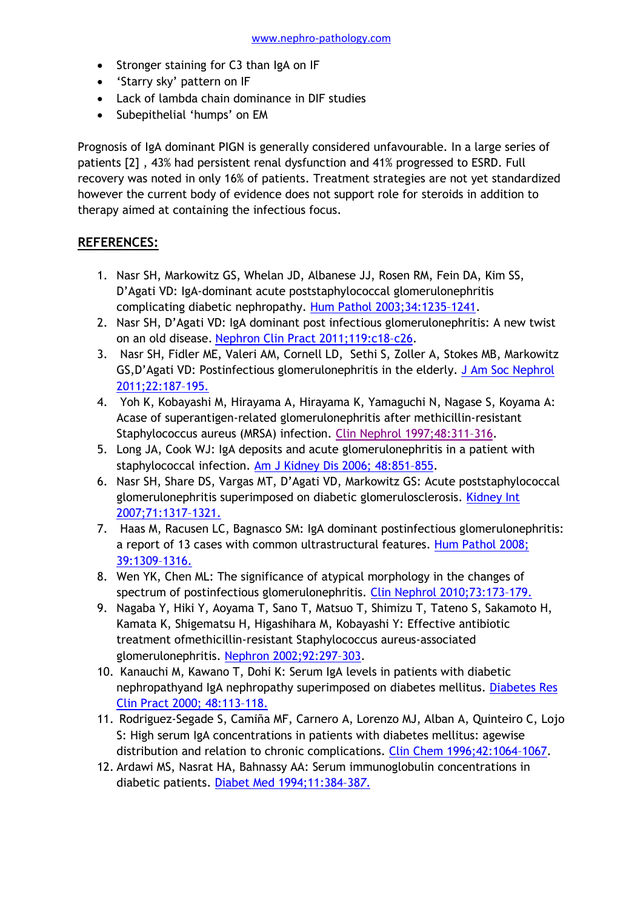- Stronger staining for C3 than IgA on IF
- 'Starry sky' pattern on IF
- Lack of lambda chain dominance in DIF studies
- Subepithelial 'humps' on EM

Prognosis of IgA dominant PIGN is generally considered unfavourable. In a large series of patients [2] , 43% had persistent renal dysfunction and 41% progressed to ESRD. Full recovery was noted in only 16% of patients. Treatment strategies are not yet standardized however the current body of evidence does not support role for steroids in addition to therapy aimed at containing the infectious focus.

## REFERENCES:

1. Nasr SH, Markowitz GS, Whelan JD, Albanese JJ, Rosen RM, Fein DA, Kim SS, D'Agati VD: IgA-dominant acute poststaphylococcal glomerulonephritis complicating diabetic nephropathy. Hum Pathol 2003;34:1235–1241.
2. Nasr SH, D'Agati VD: IgA dominant post infectious glomerulonephritis: A new twist on an old disease. Nephron Clin Pract 2011;119:c18–c26.
3. Nasr SH, Fidler ME, Valeri AM, Cornell LD, Sethi S, Zoller A, Stokes MB, Markowitz GS,D'Agati VD: Postinfectious glomerulonephritis in the elderly. J Am Soc Nephrol 2011;22:187–195.
4. Yoh K, Kobayashi M, Hirayama A, Hirayama K, Yamaguchi N, Nagase S, Koyama A: Acase of superantigen-related glomerulonephritis after methicillin-resistant Staphylococcus aureus (MRSA) infection. Clin Nephrol 1997;48:311–316.
5. Long JA, Cook WJ: IgA deposits and acute glomerulonephritis in a patient with staphylococcal infection. Am J Kidney Dis 2006; 48:851–855.
6. Nasr SH, Share DS, Vargas MT, D'Agati VD, Markowitz GS: Acute poststaphylococcal glomerulonephritis superimposed on diabetic glomerulosclerosis. Kidney Int 2007;71:1317–1321.
7. Haas M, Racusen LC, Bagnasco SM: IgA dominant postinfectious glomerulonephritis: a report of 13 cases with common ultrastructural features. Hum Pathol 2008; 39:1309–1316.
8. Wen YK, Chen ML: The significance of atypical morphology in the changes of spectrum of postinfectious glomerulonephritis. Clin Nephrol 2010;73:173–179.
9. Nagaba Y, Hiki Y, Aoyama T, Sano T, Matsuo T, Shimizu T, Tateno S, Sakamoto H, Kamata K, Shigematsu H, Higashihara M, Kobayashi Y: Effective antibiotic treatment ofmethicillin-resistant Staphylococcus aureus-associated glomerulonephritis. Nephron 2002;92:297–303.
10. Kanauchi M, Kawano T, Dohi K: Serum IgA levels in patients with diabetic nephropathyand IgA nephropathy superimposed on diabetes mellitus. Diabetes Res Clin Pract 2000; 48:113–118.
11. Rodriguez-Segade S, Camiña MF, Carnero A, Lorenzo MJ, Alban A, Quinteiro C, Lojo S: High serum IgA concentrations in patients with diabetes mellitus: agewise distribution and relation to chronic complications. Clin Chem 1996;42:1064–1067.
12. Ardawi MS, Nasrat HA, Bahnassy AA: Serum immunoglobulin concentrations in diabetic patients. Diabet Med 1994;11:384–387.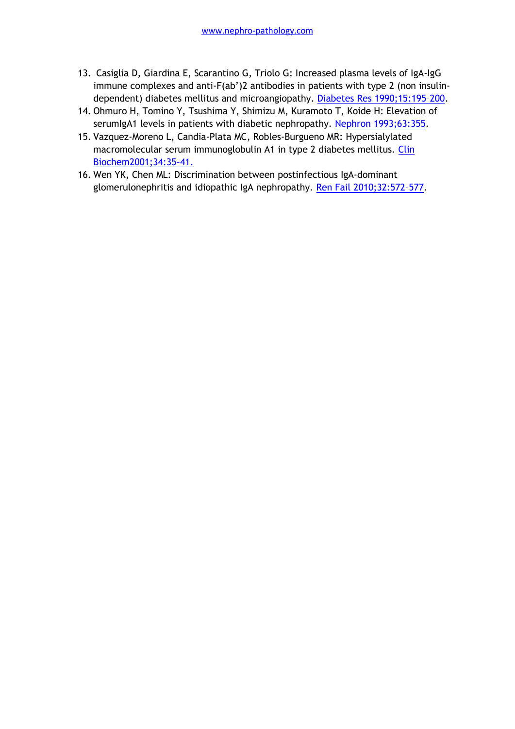13. Casiglia D, Giardina E, Scarantino G, Triolo G: Increased plasma levels of IgA-IgG immune complexes and anti-F(ab')2 antibodies in patients with type 2 (non insulin-dependent) diabetes mellitus and microangiopathy. Diabetes Res 1990;15:195–200.
14. Ohmuro H, Tomino Y, Tsushima Y, Shimizu M, Kuramoto T, Koide H: Elevation of serumIgA1 levels in patients with diabetic nephropathy. Nephron 1993;63:355.
15. Vazquez-Moreno L, Candia-Plata MC, Robles-Burgueno MR: Hypersialylated macromolecular serum immunoglobulin A1 in type 2 diabetes mellitus. Clin Biochem2001;34:35–41.
16. Wen YK, Chen ML: Discrimination between postinfectious IgA-dominant glomerulonephritis and idiopathic IgA nephropathy. Ren Fail 2010;32:572–577.